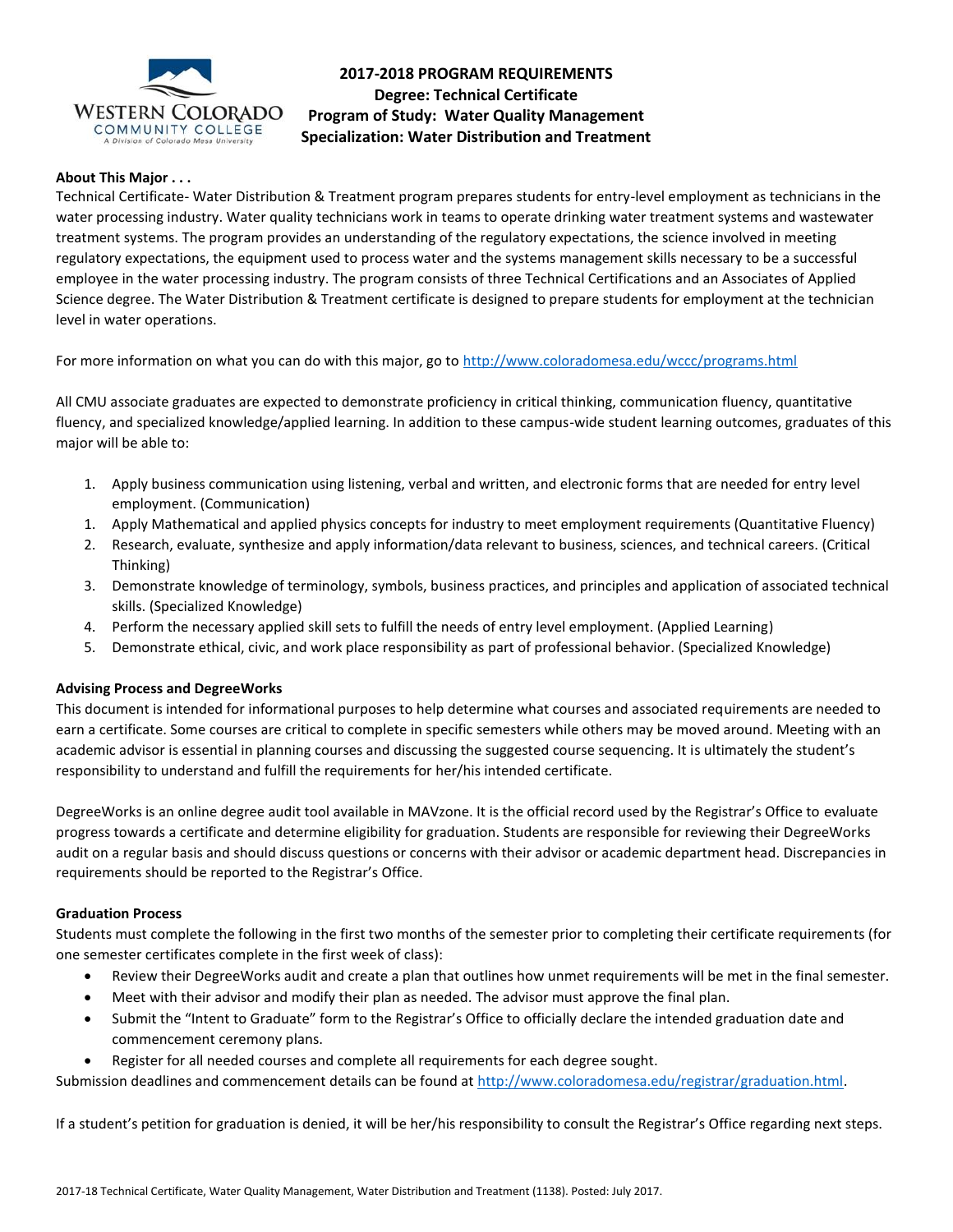# 2017-2018 PROGRAM REQUIREMENTS
## Degree: Technical Certificate
## Program of Study: Water Quality Management
## Specialization: Water Distribution and Treatment

**About This Major . . .**

Technical Certificate- Water Distribution & Treatment program prepares students for entry-level employment as technicians in the water processing industry. Water quality technicians work in teams to operate drinking water treatment systems and wastewater treatment systems. The program provides an understanding of the regulatory expectations, the science involved in meeting regulatory expectations, the equipment used to process water and the systems management skills necessary to be a successful employee in the water processing industry. The program consists of three Technical Certifications and an Associates of Applied Science degree. The Water Distribution & Treatment certificate is designed to prepare students for employment at the technician level in water operations.

For more information on what you can do with this major, go to http://www.coloradomesa.edu/wccc/programs.html

All CMU associate graduates are expected to demonstrate proficiency in critical thinking, communication fluency, quantitative fluency, and specialized knowledge/applied learning. In addition to these campus-wide student learning outcomes, graduates of this major will be able to:

1. Apply business communication using listening, verbal and written, and electronic forms that are needed for entry level employment. (Communication)
1. Apply Mathematical and applied physics concepts for industry to meet employment requirements (Quantitative Fluency)
2. Research, evaluate, synthesize and apply information/data relevant to business, sciences, and technical careers. (Critical Thinking)
3. Demonstrate knowledge of terminology, symbols, business practices, and principles and application of associated technical skills. (Specialized Knowledge)
4. Perform the necessary applied skill sets to fulfill the needs of entry level employment. (Applied Learning)
5. Demonstrate ethical, civic, and work place responsibility as part of professional behavior. (Specialized Knowledge)

**Advising Process and DegreeWorks**

This document is intended for informational purposes to help determine what courses and associated requirements are needed to earn a certificate. Some courses are critical to complete in specific semesters while others may be moved around. Meeting with an academic advisor is essential in planning courses and discussing the suggested course sequencing. It is ultimately the student's responsibility to understand and fulfill the requirements for her/his intended certificate.

DegreeWorks is an online degree audit tool available in MAVzone. It is the official record used by the Registrar's Office to evaluate progress towards a certificate and determine eligibility for graduation. Students are responsible for reviewing their DegreeWorks audit on a regular basis and should discuss questions or concerns with their advisor or academic department head. Discrepancies in requirements should be reported to the Registrar's Office.

**Graduation Process**

Students must complete the following in the first two months of the semester prior to completing their certificate requirements (for one semester certificates complete in the first week of class):

- Review their DegreeWorks audit and create a plan that outlines how unmet requirements will be met in the final semester.
- Meet with their advisor and modify their plan as needed. The advisor must approve the final plan.
- Submit the "Intent to Graduate" form to the Registrar's Office to officially declare the intended graduation date and commencement ceremony plans.
- Register for all needed courses and complete all requirements for each degree sought.

Submission deadlines and commencement details can be found at http://www.coloradomesa.edu/registrar/graduation.html.

If a student's petition for graduation is denied, it will be her/his responsibility to consult the Registrar's Office regarding next steps.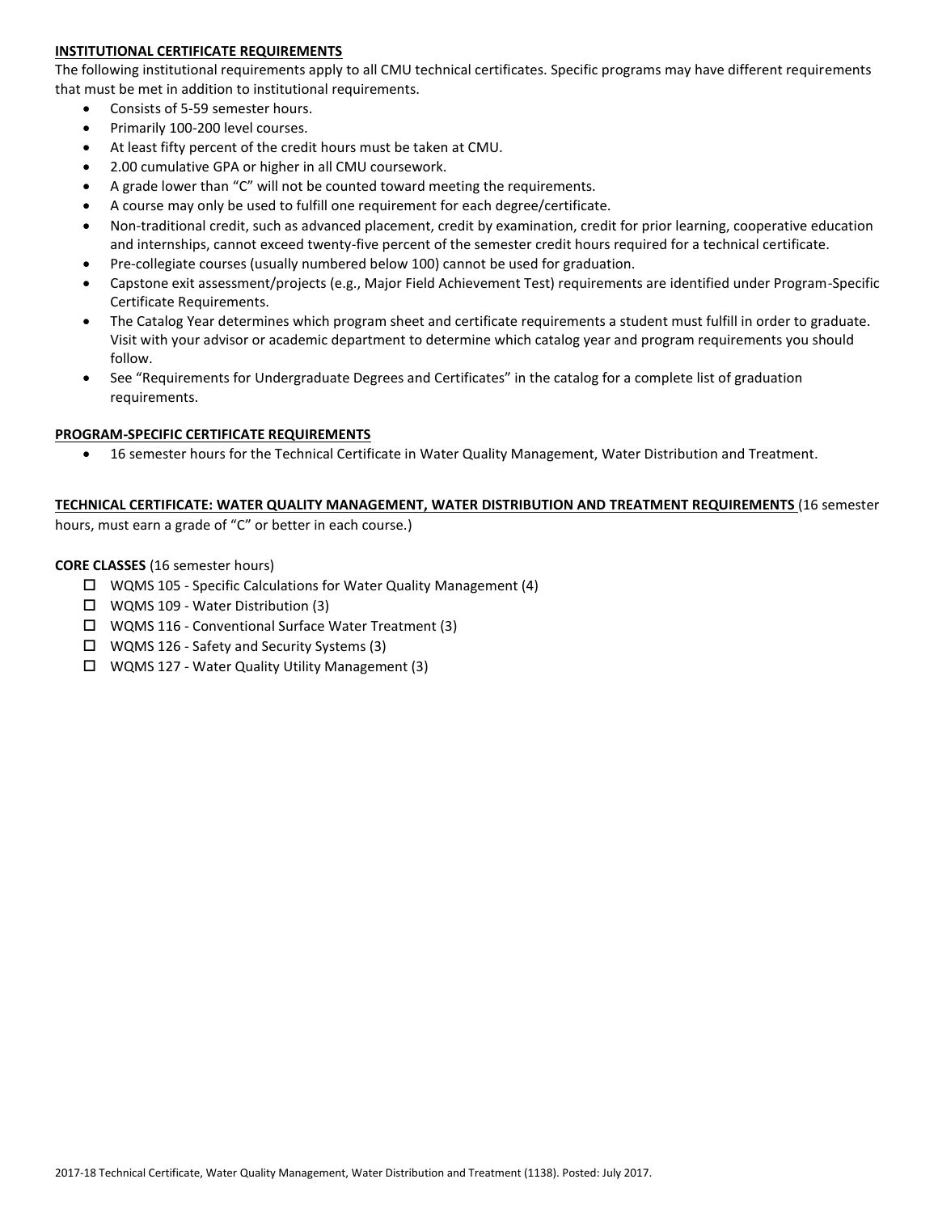**INSTITUTIONAL CERTIFICATE REQUIREMENTS**

The following institutional requirements apply to all CMU technical certificates. Specific programs may have different requirements that must be met in addition to institutional requirements.

- Consists of 5-59 semester hours.
- Primarily 100-200 level courses.
- At least fifty percent of the credit hours must be taken at CMU.
- 2.00 cumulative GPA or higher in all CMU coursework.
- A grade lower than "C" will not be counted toward meeting the requirements.
- A course may only be used to fulfill one requirement for each degree/certificate.
- Non-traditional credit, such as advanced placement, credit by examination, credit for prior learning, cooperative education and internships, cannot exceed twenty-five percent of the semester credit hours required for a technical certificate.
- Pre-collegiate courses (usually numbered below 100) cannot be used for graduation.
- Capstone exit assessment/projects (e.g., Major Field Achievement Test) requirements are identified under Program-Specific Certificate Requirements.
- The Catalog Year determines which program sheet and certificate requirements a student must fulfill in order to graduate. Visit with your advisor or academic department to determine which catalog year and program requirements you should follow.
- See "Requirements for Undergraduate Degrees and Certificates" in the catalog for a complete list of graduation requirements.

**PROGRAM-SPECIFIC CERTIFICATE REQUIREMENTS**

- 16 semester hours for the Technical Certificate in Water Quality Management, Water Distribution and Treatment.

**TECHNICAL CERTIFICATE: WATER QUALITY MANAGEMENT, WATER DISTRIBUTION AND TREATMENT REQUIREMENTS** (16 semester hours, must earn a grade of "C" or better in each course.)

**CORE CLASSES** (16 semester hours)

- ☐ WQMS 105 - Specific Calculations for Water Quality Management (4)
- ☐ WQMS 109 - Water Distribution (3)
- ☐ WQMS 116 - Conventional Surface Water Treatment (3)
- ☐ WQMS 126 - Safety and Security Systems (3)
- ☐ WQMS 127 - Water Quality Utility Management (3)

2017-18 Technical Certificate, Water Quality Management, Water Distribution and Treatment (1138). Posted: July 2017.